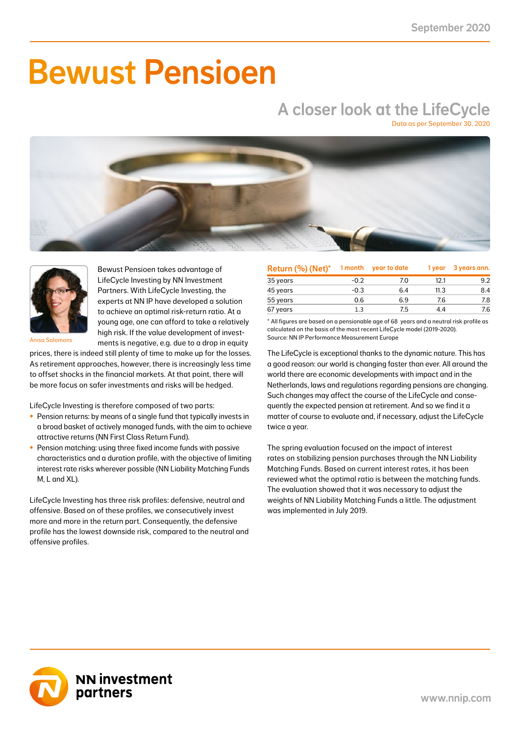September 2020

# Bewust Pensioen

## A closer look at the LifeCycle

Data as per September 30, 2020

Anisa Salomons

Bewust Pensioen takes advantage of LifeCycle Investing by NN Investment Partners. With LifeCycle Investing, the experts at NN IP have developed a solution to achieve an optimal risk-return ratio. At a young age, one can afford to take a relatively high risk. If the value development of investments is negative, e.g. due to a drop in equity prices, there is indeed still plenty of time to make up for the losses. As retirement approaches, however, there is increasingly less time to offset shocks in the financial markets. At that point, there will be more focus on safer investments and risks will be hedged.

LifeCycle Investing is therefore composed of two parts:

- Pension returns: by means of a single fund that typically invests in a broad basket of actively managed funds, with the aim to achieve attractive returns (NN First Class Return Fund).
- Pension matching: using three fixed income funds with passive characteristics and a duration profile, with the objective of limiting interest rate risks wherever possible (NN Liability Matching Funds M, L and XL).

LifeCycle Investing has three risk profiles: defensive, neutral and offensive. Based on of these profiles, we consecutively invest more and more in the return part. Consequently, the defensive profile has the lowest downside risk, compared to the neutral and offensive profiles.

| Return (%) (Net)* | 1 month | year to date | 1 year | 3 years ann. |
|---|---|---|---|---|
| 35 years | -0.2 | 7.0 | 12.1 | 9.2 |
| 45 years | -0.3 | 6.4 | 11.3 | 8.4 |
| 55 years | 0.6 | 6.9 | 7.6 | 7.8 |
| 67 years | 1.3 | 7.5 | 4.4 | 7.6 |

* All figures are based on a pensionable age of 68 years and a neutral risk profile as calculated on the basis of the most recent LifeCycle model (2019-2020).
Source: NN IP Performance Measurement Europe

The LifeCycle is exceptional thanks to the dynamic nature. This has a good reason: our world is changing faster than ever. All around the world there are economic developments with impact and in the Netherlands, laws and regulations regarding pensions are changing. Such changes may affect the course of the LifeCycle and consequently the expected pension at retirement. And so we find it a matter of course to evaluate and, if necessary, adjust the LifeCycle twice a year.

The spring evaluation focused on the impact of interest rates on stabilizing pension purchases through the NN Liability Matching Funds. Based on current interest rates, it has been reviewed what the optimal ratio is between the matching funds. The evaluation showed that it was necessary to adjust the weights of NN Liability Matching Funds a little. The adjustment was implemented in July 2019.

NN investment partners

www.nnip.com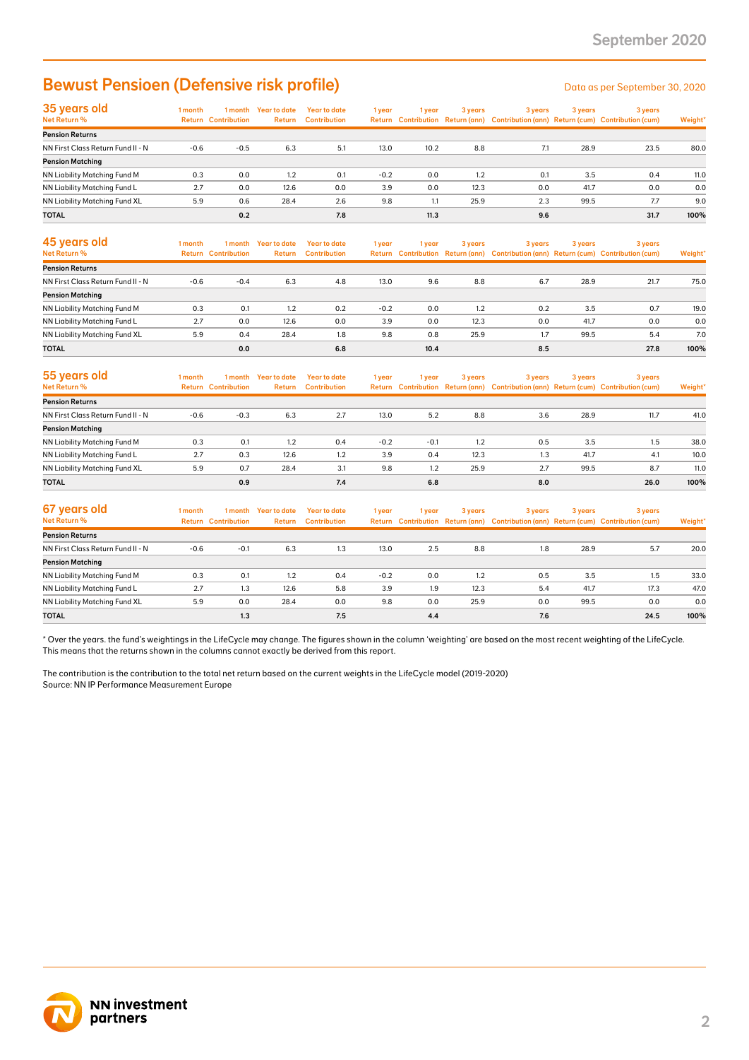# Bewust Pensioen (Defensive risk profile)

Data as per September 30, 2020

## 35 years old

| Net Return % | 1 month Return | 1 month Contribution | Year to date Return | Year to date Contribution | 1 year Return | 1 year Contribution | 3 years Return (ann) | 3 years Contribution (ann) | 3 years Return (cum) | 3 years Contribution (cum) | Weight* |
|---|---|---|---|---|---|---|---|---|---|---|---|
| **Pension Returns** | | | | | | | | | | | |
| NN First Class Return Fund II - N | -0.6 | -0.5 | 6.3 | 5.1 | 13.0 | 10.2 | 8.8 | 7.1 | 28.9 | 23.5 | 80.0 |
| **Pension Matching** | | | | | | | | | | | |
| NN Liability Matching Fund M | 0.3 | 0.0 | 1.2 | 0.1 | -0.2 | 0.0 | 1.2 | 0.1 | 3.5 | 0.4 | 11.0 |
| NN Liability Matching Fund L | 2.7 | 0.0 | 12.6 | 0.0 | 3.9 | 0.0 | 12.3 | 0.0 | 41.7 | 0.0 | 0.0 |
| NN Liability Matching Fund XL | 5.9 | 0.6 | 28.4 | 2.6 | 9.8 | 1.1 | 25.9 | 2.3 | 99.5 | 7.7 | 9.0 |
| **TOTAL** | | **0.2** | | **7.8** | | **11.3** | | **9.6** | | **31.7** | **100%** |

## 45 years old

| Net Return % | 1 month Return | 1 month Contribution | Year to date Return | Year to date Contribution | 1 year Return | 1 year Contribution | 3 years Return (ann) | 3 years Contribution (ann) | 3 years Return (cum) | 3 years Contribution (cum) | Weight* |
|---|---|---|---|---|---|---|---|---|---|---|---|
| **Pension Returns** | | | | | | | | | | | |
| NN First Class Return Fund II - N | -0.6 | -0.4 | 6.3 | 4.8 | 13.0 | 9.6 | 8.8 | 6.7 | 28.9 | 21.7 | 75.0 |
| **Pension Matching** | | | | | | | | | | | |
| NN Liability Matching Fund M | 0.3 | 0.1 | 1.2 | 0.2 | -0.2 | 0.0 | 1.2 | 0.2 | 3.5 | 0.7 | 19.0 |
| NN Liability Matching Fund L | 2.7 | 0.0 | 12.6 | 0.0 | 3.9 | 0.0 | 12.3 | 0.0 | 41.7 | 0.0 | 0.0 |
| NN Liability Matching Fund XL | 5.9 | 0.4 | 28.4 | 1.8 | 9.8 | 0.8 | 25.9 | 1.7 | 99.5 | 5.4 | 7.0 |
| **TOTAL** | | **0.0** | | **6.8** | | **10.4** | | **8.5** | | **27.8** | **100%** |

## 55 years old

| Net Return % | 1 month Return | 1 month Contribution | Year to date Return | Year to date Contribution | 1 year Return | 1 year Contribution | 3 years Return (ann) | 3 years Contribution (ann) | 3 years Return (cum) | 3 years Contribution (cum) | Weight* |
|---|---|---|---|---|---|---|---|---|---|---|---|
| **Pension Returns** | | | | | | | | | | | |
| NN First Class Return Fund II - N | -0.6 | -0.3 | 6.3 | 2.7 | 13.0 | 5.2 | 8.8 | 3.6 | 28.9 | 11.7 | 41.0 |
| **Pension Matching** | | | | | | | | | | | |
| NN Liability Matching Fund M | 0.3 | 0.1 | 1.2 | 0.4 | -0.2 | -0.1 | 1.2 | 0.5 | 3.5 | 1.5 | 38.0 |
| NN Liability Matching Fund L | 2.7 | 0.3 | 12.6 | 1.2 | 3.9 | 0.4 | 12.3 | 1.3 | 41.7 | 4.1 | 10.0 |
| NN Liability Matching Fund XL | 5.9 | 0.7 | 28.4 | 3.1 | 9.8 | 1.2 | 25.9 | 2.7 | 99.5 | 8.7 | 11.0 |
| **TOTAL** | | **0.9** | | **7.4** | | **6.8** | | **8.0** | | **26.0** | **100%** |

## 67 years old

| Net Return % | 1 month Return | 1 month Contribution | Year to date Return | Year to date Contribution | 1 year Return | 1 year Contribution | 3 years Return (ann) | 3 years Contribution (ann) | 3 years Return (cum) | 3 years Contribution (cum) | Weight* |
|---|---|---|---|---|---|---|---|---|---|---|---|
| **Pension Returns** | | | | | | | | | | | |
| NN First Class Return Fund II - N | -0.6 | -0.1 | 6.3 | 1.3 | 13.0 | 2.5 | 8.8 | 1.8 | 28.9 | 5.7 | 20.0 |
| **Pension Matching** | | | | | | | | | | | |
| NN Liability Matching Fund M | 0.3 | 0.1 | 1.2 | 0.4 | -0.2 | 0.0 | 1.2 | 0.5 | 3.5 | 1.5 | 33.0 |
| NN Liability Matching Fund L | 2.7 | 1.3 | 12.6 | 5.8 | 3.9 | 1.9 | 12.3 | 5.4 | 41.7 | 17.3 | 47.0 |
| NN Liability Matching Fund XL | 5.9 | 0.0 | 28.4 | 0.0 | 9.8 | 0.0 | 25.9 | 0.0 | 99.5 | 0.0 | 0.0 |
| **TOTAL** | | **1.3** | | **7.5** | | **4.4** | | **7.6** | | **24.5** | **100%** |

* Over the years. the fund's weightings in the LifeCycle may change. The figures shown in the column 'weighting' are based on the most recent weighting of the LifeCycle. This means that the returns shown in the columns cannot exactly be derived from this report.

The contribution is the contribution to the total net return based on the current weights in the LifeCycle model (2019-2020)
Source: NN IP Performance Measurement Europe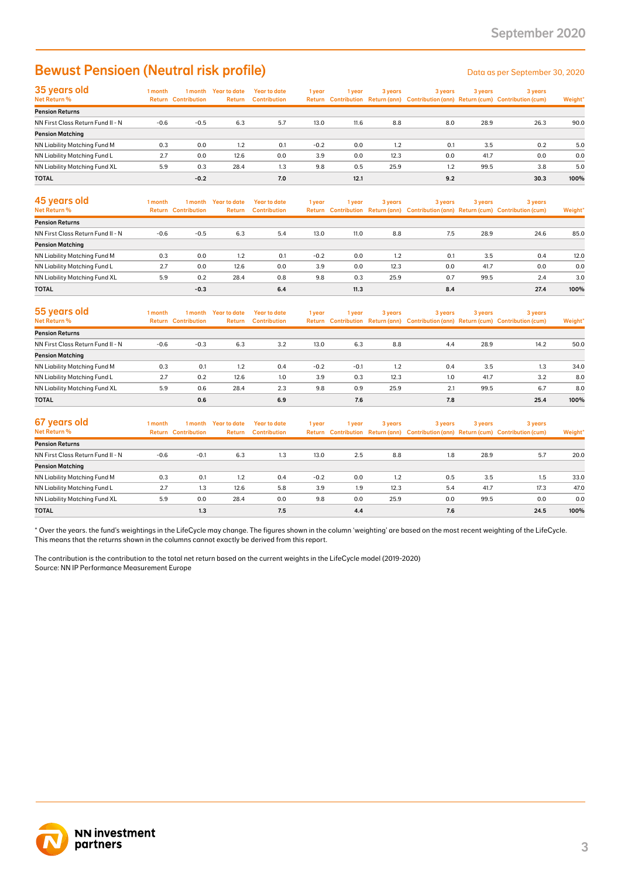# Bewust Pensioen (Neutral risk profile)

Data as per September 30, 2020

| 35 years old<br>Net Return % | 1 month Return | 1 month Contribution | Year to date Return | Year to date Contribution | 1 year Return | 1 year Contribution | 3 years Return (ann) | 3 years Contribution (ann) | 3 years Return (cum) | 3 years Contribution (cum) | Weight* |
|---|---|---|---|---|---|---|---|---|---|---|---|
| **Pension Returns** | | | | | | | | | | | |
| NN First Class Return Fund II - N | -0.6 | -0.5 | 6.3 | 5.7 | 13.0 | 11.6 | 8.8 | 8.0 | 28.9 | 26.3 | 90.0 |
| **Pension Matching** | | | | | | | | | | | |
| NN Liability Matching Fund M | 0.3 | 0.0 | 1.2 | 0.1 | -0.2 | 0.0 | 1.2 | 0.1 | 3.5 | 0.2 | 5.0 |
| NN Liability Matching Fund L | 2.7 | 0.0 | 12.6 | 0.0 | 3.9 | 0.0 | 12.3 | 0.0 | 41.7 | 0.0 | 0.0 |
| NN Liability Matching Fund XL | 5.9 | 0.3 | 28.4 | 1.3 | 9.8 | 0.5 | 25.9 | 1.2 | 99.5 | 3.8 | 5.0 |
| **TOTAL** | | **-0.2** | | **7.0** | | **12.1** | | **9.2** | | **30.3** | **100%** |

| 45 years old<br>Net Return % | 1 month Return | 1 month Contribution | Year to date Return | Year to date Contribution | 1 year Return | 1 year Contribution | 3 years Return (ann) | 3 years Contribution (ann) | 3 years Return (cum) | 3 years Contribution (cum) | Weight* |
|---|---|---|---|---|---|---|---|---|---|---|---|
| **Pension Returns** | | | | | | | | | | | |
| NN First Class Return Fund II - N | -0.6 | -0.5 | 6.3 | 5.4 | 13.0 | 11.0 | 8.8 | 7.5 | 28.9 | 24.6 | 85.0 |
| **Pension Matching** | | | | | | | | | | | |
| NN Liability Matching Fund M | 0.3 | 0.0 | 1.2 | 0.1 | -0.2 | 0.0 | 1.2 | 0.1 | 3.5 | 0.4 | 12.0 |
| NN Liability Matching Fund L | 2.7 | 0.0 | 12.6 | 0.0 | 3.9 | 0.0 | 12.3 | 0.0 | 41.7 | 0.0 | 0.0 |
| NN Liability Matching Fund XL | 5.9 | 0.2 | 28.4 | 0.8 | 9.8 | 0.3 | 25.9 | 0.7 | 99.5 | 2.4 | 3.0 |
| **TOTAL** | | **-0.3** | | **6.4** | | **11.3** | | **8.4** | | **27.4** | **100%** |

| 55 years old<br>Net Return % | 1 month Return | 1 month Contribution | Year to date Return | Year to date Contribution | 1 year Return | 1 year Contribution | 3 years Return (ann) | 3 years Contribution (ann) | 3 years Return (cum) | 3 years Contribution (cum) | Weight* |
|---|---|---|---|---|---|---|---|---|---|---|---|
| **Pension Returns** | | | | | | | | | | | |
| NN First Class Return Fund II - N | -0.6 | -0.3 | 6.3 | 3.2 | 13.0 | 6.3 | 8.8 | 4.4 | 28.9 | 14.2 | 50.0 |
| **Pension Matching** | | | | | | | | | | | |
| NN Liability Matching Fund M | 0.3 | 0.1 | 1.2 | 0.4 | -0.2 | -0.1 | 1.2 | 0.4 | 3.5 | 1.3 | 34.0 |
| NN Liability Matching Fund L | 2.7 | 0.2 | 12.6 | 1.0 | 3.9 | 0.3 | 12.3 | 1.0 | 41.7 | 3.2 | 8.0 |
| NN Liability Matching Fund XL | 5.9 | 0.6 | 28.4 | 2.3 | 9.8 | 0.9 | 25.9 | 2.1 | 99.5 | 6.7 | 8.0 |
| **TOTAL** | | **0.6** | | **6.9** | | **7.6** | | **7.8** | | **25.4** | **100%** |

| 67 years old<br>Net Return % | 1 month Return | 1 month Contribution | Year to date Return | Year to date Contribution | 1 year Return | 1 year Contribution | 3 years Return (ann) | 3 years Contribution (ann) | 3 years Return (cum) | 3 years Contribution (cum) | Weight* |
|---|---|---|---|---|---|---|---|---|---|---|---|
| **Pension Returns** | | | | | | | | | | | |
| NN First Class Return Fund II - N | -0.6 | -0.1 | 6.3 | 1.3 | 13.0 | 2.5 | 8.8 | 1.8 | 28.9 | 5.7 | 20.0 |
| **Pension Matching** | | | | | | | | | | | |
| NN Liability Matching Fund M | 0.3 | 0.1 | 1.2 | 0.4 | -0.2 | 0.0 | 1.2 | 0.5 | 3.5 | 1.5 | 33.0 |
| NN Liability Matching Fund L | 2.7 | 1.3 | 12.6 | 5.8 | 3.9 | 1.9 | 12.3 | 5.4 | 41.7 | 17.3 | 47.0 |
| NN Liability Matching Fund XL | 5.9 | 0.0 | 28.4 | 0.0 | 9.8 | 0.0 | 25.9 | 0.0 | 99.5 | 0.0 | 0.0 |
| **TOTAL** | | **1.3** | | **7.5** | | **4.4** | | **7.6** | | **24.5** | **100%** |

* Over the years. the fund's weightings in the LifeCycle may change. The figures shown in the column 'weighting' are based on the most recent weighting of the LifeCycle. This means that the returns shown in the columns cannot exactly be derived from this report.

The contribution is the contribution to the total net return based on the current weights in the LifeCycle model (2019-2020)
Source: NN IP Performance Measurement Europe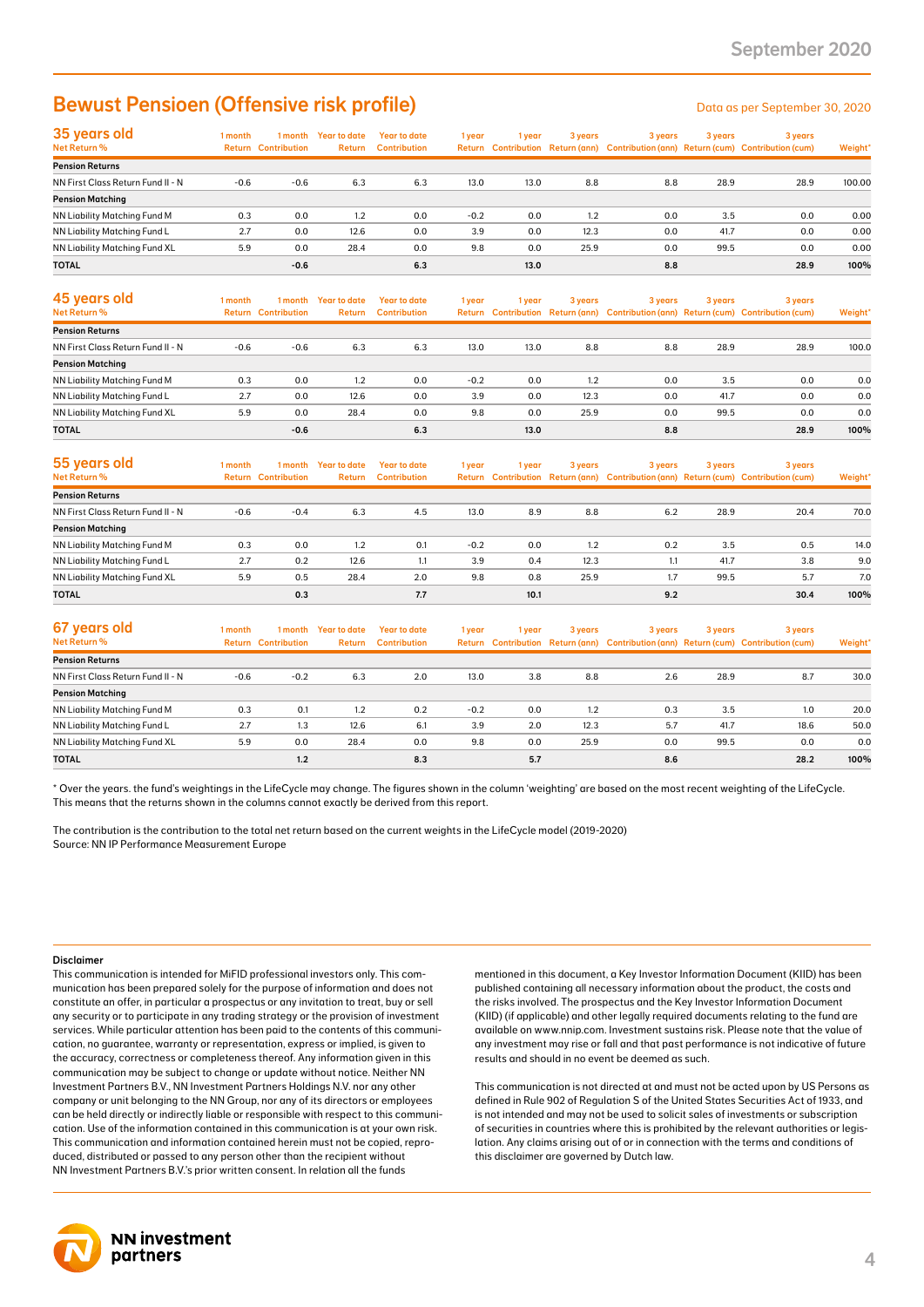# Bewust Pensioen (Offensive risk profile)

Data as per September 30, 2020

| 35 years old<br>Net Return % | 1 month Return | 1 month Contribution | Year to date Return | Year to date Contribution | 1 year Return | 1 year Contribution | 3 years Return (ann) | 3 years Contribution (ann) | 3 years Return (cum) | 3 years Contribution (cum) | Weight* |
|---|---|---|---|---|---|---|---|---|---|---|---|
| **Pension Returns** | | | | | | | | | | | |
| NN First Class Return Fund II - N | -0.6 | -0.6 | 6.3 | 6.3 | 13.0 | 13.0 | 8.8 | 8.8 | 28.9 | 28.9 | 100.00 |
| **Pension Matching** | | | | | | | | | | | |
| NN Liability Matching Fund M | 0.3 | 0.0 | 1.2 | 0.0 | -0.2 | 0.0 | 1.2 | 0.0 | 3.5 | 0.0 | 0.00 |
| NN Liability Matching Fund L | 2.7 | 0.0 | 12.6 | 0.0 | 3.9 | 0.0 | 12.3 | 0.0 | 41.7 | 0.0 | 0.00 |
| NN Liability Matching Fund XL | 5.9 | 0.0 | 28.4 | 0.0 | 9.8 | 0.0 | 25.9 | 0.0 | 99.5 | 0.0 | 0.00 |
| **TOTAL** | | **-0.6** | | **6.3** | | **13.0** | | **8.8** | | **28.9** | **100%** |

| 45 years old<br>Net Return % | 1 month Return | 1 month Contribution | Year to date Return | Year to date Contribution | 1 year Return | 1 year Contribution | 3 years Return (ann) | 3 years Contribution (ann) | 3 years Return (cum) | 3 years Contribution (cum) | Weight* |
|---|---|---|---|---|---|---|---|---|---|---|---|
| **Pension Returns** | | | | | | | | | | | |
| NN First Class Return Fund II - N | -0.6 | -0.6 | 6.3 | 6.3 | 13.0 | 13.0 | 8.8 | 8.8 | 28.9 | 28.9 | 100.0 |
| **Pension Matching** | | | | | | | | | | | |
| NN Liability Matching Fund M | 0.3 | 0.0 | 1.2 | 0.0 | -0.2 | 0.0 | 1.2 | 0.0 | 3.5 | 0.0 | 0.0 |
| NN Liability Matching Fund L | 2.7 | 0.0 | 12.6 | 0.0 | 3.9 | 0.0 | 12.3 | 0.0 | 41.7 | 0.0 | 0.0 |
| NN Liability Matching Fund XL | 5.9 | 0.0 | 28.4 | 0.0 | 9.8 | 0.0 | 25.9 | 0.0 | 99.5 | 0.0 | 0.0 |
| **TOTAL** | | **-0.6** | | **6.3** | | **13.0** | | **8.8** | | **28.9** | **100%** |

| 55 years old<br>Net Return % | 1 month Return | 1 month Contribution | Year to date Return | Year to date Contribution | 1 year Return | 1 year Contribution | 3 years Return (ann) | 3 years Contribution (ann) | 3 years Return (cum) | 3 years Contribution (cum) | Weight* |
|---|---|---|---|---|---|---|---|---|---|---|---|
| **Pension Returns** | | | | | | | | | | | |
| NN First Class Return Fund II - N | -0.6 | -0.4 | 6.3 | 4.5 | 13.0 | 8.9 | 8.8 | 6.2 | 28.9 | 20.4 | 70.0 |
| **Pension Matching** | | | | | | | | | | | |
| NN Liability Matching Fund M | 0.3 | 0.0 | 1.2 | 0.1 | -0.2 | 0.0 | 1.2 | 0.2 | 3.5 | 0.5 | 14.0 |
| NN Liability Matching Fund L | 2.7 | 0.2 | 12.6 | 1.1 | 3.9 | 0.4 | 12.3 | 1.1 | 41.7 | 3.8 | 9.0 |
| NN Liability Matching Fund XL | 5.9 | 0.5 | 28.4 | 2.0 | 9.8 | 0.8 | 25.9 | 1.7 | 99.5 | 5.7 | 7.0 |
| **TOTAL** | | **0.3** | | **7.7** | | **10.1** | | **9.2** | | **30.4** | **100%** |

| 67 years old<br>Net Return % | 1 month Return | 1 month Contribution | Year to date Return | Year to date Contribution | 1 year Return | 1 year Contribution | 3 years Return (ann) | 3 years Contribution (ann) | 3 years Return (cum) | 3 years Contribution (cum) | Weight* |
|---|---|---|---|---|---|---|---|---|---|---|---|
| **Pension Returns** | | | | | | | | | | | |
| NN First Class Return Fund II - N | -0.6 | -0.2 | 6.3 | 2.0 | 13.0 | 3.8 | 8.8 | 2.6 | 28.9 | 8.7 | 30.0 |
| **Pension Matching** | | | | | | | | | | | |
| NN Liability Matching Fund M | 0.3 | 0.1 | 1.2 | 0.2 | -0.2 | 0.0 | 1.2 | 0.3 | 3.5 | 1.0 | 20.0 |
| NN Liability Matching Fund L | 2.7 | 1.3 | 12.6 | 6.1 | 3.9 | 2.0 | 12.3 | 5.7 | 41.7 | 18.6 | 50.0 |
| NN Liability Matching Fund XL | 5.9 | 0.0 | 28.4 | 0.0 | 9.8 | 0.0 | 25.9 | 0.0 | 99.5 | 0.0 | 0.0 |
| **TOTAL** | | **1.2** | | **8.3** | | **5.7** | | **8.6** | | **28.2** | **100%** |

* Over the years. the fund's weightings in the LifeCycle may change. The figures shown in the column 'weighting' are based on the most recent weighting of the LifeCycle. This means that the returns shown in the columns cannot exactly be derived from this report.

The contribution is the contribution to the total net return based on the current weights in the LifeCycle model (2019-2020)
Source: NN IP Performance Measurement Europe

**Disclaimer**

This communication is intended for MiFID professional investors only. This communication has been prepared solely for the purpose of information and does not constitute an offer, in particular a prospectus or any invitation to treat, buy or sell any security or to participate in any trading strategy or the provision of investment services. While particular attention has been paid to the contents of this communication, no guarantee, warranty or representation, express or implied, is given to the accuracy, correctness or completeness thereof. Any information given in this communication may be subject to change or update without notice. Neither NN Investment Partners B.V., NN Investment Partners Holdings N.V. nor any other company or unit belonging to the NN Group, nor any of its directors or employees can be held directly or indirectly liable or responsible with respect to this communication. Use of the information contained in this communication is at your own risk. This communication and information contained herein must not be copied, reproduced, distributed or passed to any person other than the recipient without NN Investment Partners B.V.'s prior written consent. In relation all the funds mentioned in this document, a Key Investor Information Document (KIID) has been published containing all necessary information about the product, the costs and the risks involved. The prospectus and the Key Investor Information Document (KIID) (if applicable) and other legally required documents relating to the fund are available on www.nnip.com. Investment sustains risk. Please note that the value of any investment may rise or fall and that past performance is not indicative of future results and should in no event be deemed as such.

This communication is not directed at and must not be acted upon by US Persons as defined in Rule 902 of Regulation S of the United States Securities Act of 1933, and is not intended and may not be used to solicit sales of investments or subscription of securities in countries where this is prohibited by the relevant authorities or legislation. Any claims arising out of or in connection with the terms and conditions of this disclaimer are governed by Dutch law.